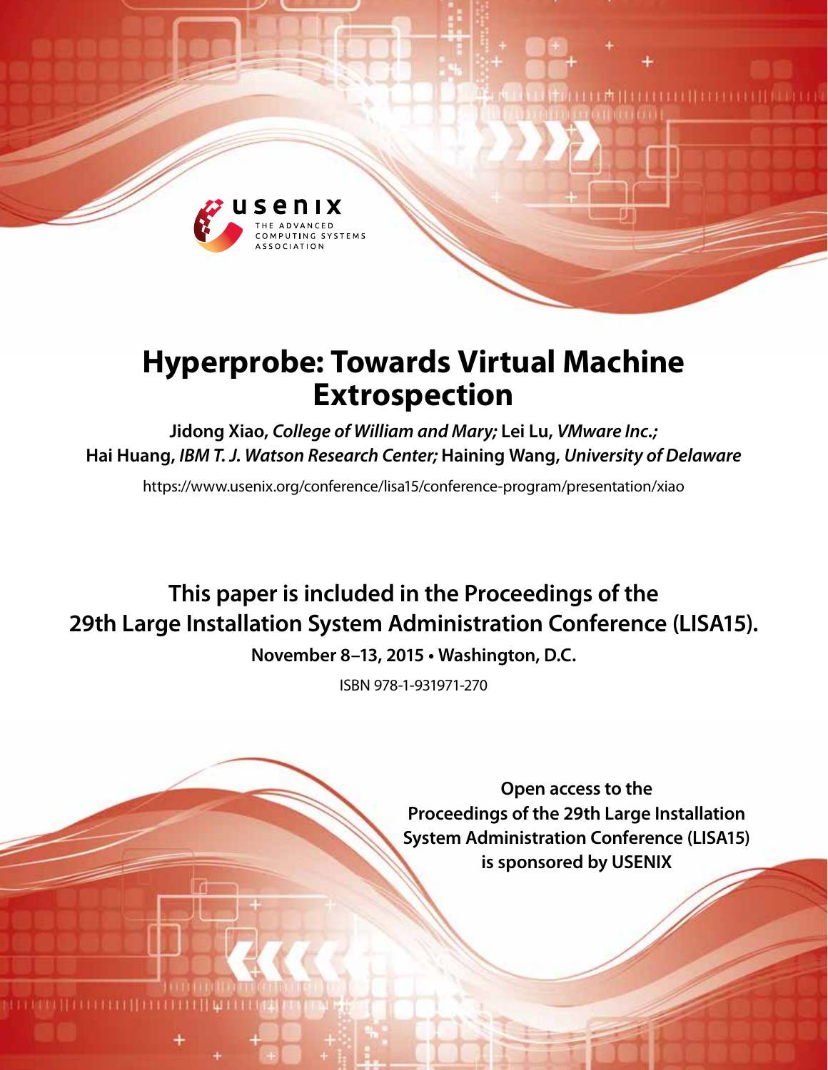# Hyperprobe: Towards Virtual Machine Extrospection

**Jidong Xiao,** *College of William and Mary;* **Lei Lu,** *VMware Inc.;* **Hai Huang,** *IBM T. J. Watson Research Center;* **Haining Wang,** *University of Delaware*

https://www.usenix.org/conference/lisa15/conference-program/presentation/xiao

**This paper is included in the Proceedings of the 29th Large Installation System Administration Conference (LISA15).**

**November 8–13, 2015 • Washington, D.C.**

ISBN 978-1-931971-270

**Open access to the Proceedings of the 29th Large Installation System Administration Conference (LISA15) is sponsored by USENIX**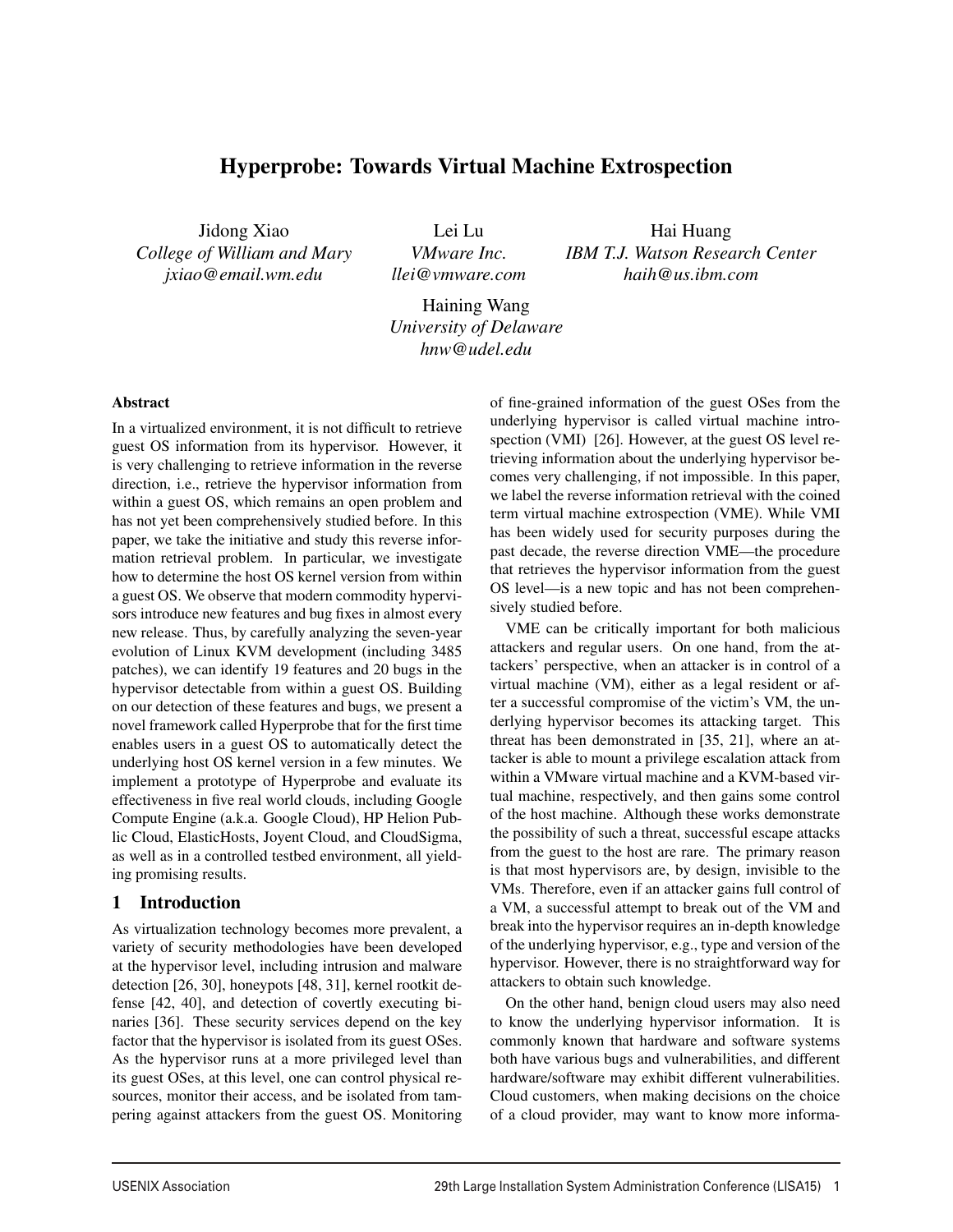# Hyperprobe: Towards Virtual Machine Extrospection

Jidong Xiao  
*College of William and Mary*  
*jxiao@email.wm.edu*

Lei Lu  
*VMware Inc.*  
*llei@vmware.com*

Hai Huang  
*IBM T.J. Watson Research Center*  
*haih@us.ibm.com*

Haining Wang  
*University of Delaware*  
*hnw@udel.edu*

## Abstract

In a virtualized environment, it is not difficult to retrieve guest OS information from its hypervisor. However, it is very challenging to retrieve information in the reverse direction, i.e., retrieve the hypervisor information from within a guest OS, which remains an open problem and has not yet been comprehensively studied before. In this paper, we take the initiative and study this reverse information retrieval problem. In particular, we investigate how to determine the host OS kernel version from within a guest OS. We observe that modern commodity hypervisors introduce new features and bug fixes in almost every new release. Thus, by carefully analyzing the seven-year evolution of Linux KVM development (including 3485 patches), we can identify 19 features and 20 bugs in the hypervisor detectable from within a guest OS. Building on our detection of these features and bugs, we present a novel framework called Hyperprobe that for the first time enables users in a guest OS to automatically detect the underlying host OS kernel version in a few minutes. We implement a prototype of Hyperprobe and evaluate its effectiveness in five real world clouds, including Google Compute Engine (a.k.a. Google Cloud), HP Helion Public Cloud, ElasticHosts, Joyent Cloud, and CloudSigma, as well as in a controlled testbed environment, all yielding promising results.

## 1 Introduction

As virtualization technology becomes more prevalent, a variety of security methodologies have been developed at the hypervisor level, including intrusion and malware detection [26, 30], honeypots [48, 31], kernel rootkit defense [42, 40], and detection of covertly executing binaries [36]. These security services depend on the key factor that the hypervisor is isolated from its guest OSes. As the hypervisor runs at a more privileged level than its guest OSes, at this level, one can control physical resources, monitor their access, and be isolated from tampering against attackers from the guest OS. Monitoring of fine-grained information of the guest OSes from the underlying hypervisor is called virtual machine introspection (VMI) [26]. However, at the guest OS level retrieving information about the underlying hypervisor becomes very challenging, if not impossible. In this paper, we label the reverse information retrieval with the coined term virtual machine extrospection (VME). While VMI has been widely used for security purposes during the past decade, the reverse direction VME—the procedure that retrieves the hypervisor information from the guest OS level—is a new topic and has not been comprehensively studied before.

VME can be critically important for both malicious attackers and regular users. On one hand, from the attackers' perspective, when an attacker is in control of a virtual machine (VM), either as a legal resident or after a successful compromise of the victim's VM, the underlying hypervisor becomes its attacking target. This threat has been demonstrated in [35, 21], where an attacker is able to mount a privilege escalation attack from within a VMware virtual machine and a KVM-based virtual machine, respectively, and then gains some control of the host machine. Although these works demonstrate the possibility of such a threat, successful escape attacks from the guest to the host are rare. The primary reason is that most hypervisors are, by design, invisible to the VMs. Therefore, even if an attacker gains full control of a VM, a successful attempt to break out of the VM and break into the hypervisor requires an in-depth knowledge of the underlying hypervisor, e.g., type and version of the hypervisor. However, there is no straightforward way for attackers to obtain such knowledge.

On the other hand, benign cloud users may also need to know the underlying hypervisor information. It is commonly known that hardware and software systems both have various bugs and vulnerabilities, and different hardware/software may exhibit different vulnerabilities. Cloud customers, when making decisions on the choice of a cloud provider, may want to know more informa-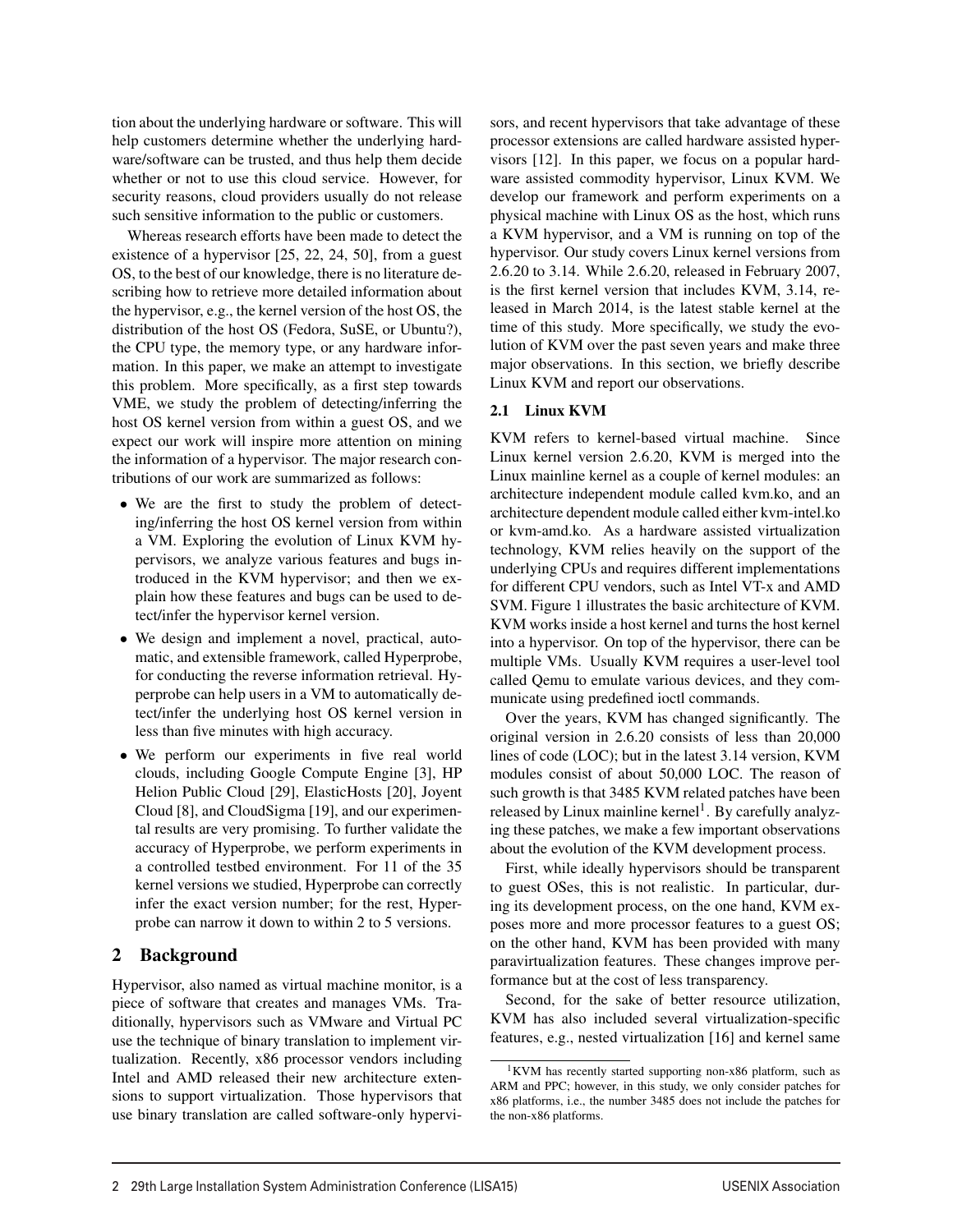tion about the underlying hardware or software. This will help customers determine whether the underlying hardware/software can be trusted, and thus help them decide whether or not to use this cloud service. However, for security reasons, cloud providers usually do not release such sensitive information to the public or customers.

Whereas research efforts have been made to detect the existence of a hypervisor [25, 22, 24, 50], from a guest OS, to the best of our knowledge, there is no literature describing how to retrieve more detailed information about the hypervisor, e.g., the kernel version of the host OS, the distribution of the host OS (Fedora, SuSE, or Ubuntu?), the CPU type, the memory type, or any hardware information. In this paper, we make an attempt to investigate this problem. More specifically, as a first step towards VME, we study the problem of detecting/inferring the host OS kernel version from within a guest OS, and we expect our work will inspire more attention on mining the information of a hypervisor. The major research contributions of our work are summarized as follows:

- We are the first to study the problem of detecting/inferring the host OS kernel version from within a VM. Exploring the evolution of Linux KVM hypervisors, we analyze various features and bugs introduced in the KVM hypervisor; and then we explain how these features and bugs can be used to detect/infer the hypervisor kernel version.
- We design and implement a novel, practical, automatic, and extensible framework, called Hyperprobe, for conducting the reverse information retrieval. Hyperprobe can help users in a VM to automatically detect/infer the underlying host OS kernel version in less than five minutes with high accuracy.
- We perform our experiments in five real world clouds, including Google Compute Engine [3], HP Helion Public Cloud [29], ElasticHosts [20], Joyent Cloud [8], and CloudSigma [19], and our experimental results are very promising. To further validate the accuracy of Hyperprobe, we perform experiments in a controlled testbed environment. For 11 of the 35 kernel versions we studied, Hyperprobe can correctly infer the exact version number; for the rest, Hyperprobe can narrow it down to within 2 to 5 versions.

## 2 Background

Hypervisor, also named as virtual machine monitor, is a piece of software that creates and manages VMs. Traditionally, hypervisors such as VMware and Virtual PC use the technique of binary translation to implement virtualization. Recently, x86 processor vendors including Intel and AMD released their new architecture extensions to support virtualization. Those hypervisors that use binary translation are called software-only hypervisors, and recent hypervisors that take advantage of these processor extensions are called hardware assisted hypervisors [12]. In this paper, we focus on a popular hardware assisted commodity hypervisor, Linux KVM. We develop our framework and perform experiments on a physical machine with Linux OS as the host, which runs a KVM hypervisor, and a VM is running on top of the hypervisor. Our study covers Linux kernel versions from 2.6.20 to 3.14. While 2.6.20, released in February 2007, is the first kernel version that includes KVM, 3.14, released in March 2014, is the latest stable kernel at the time of this study. More specifically, we study the evolution of KVM over the past seven years and make three major observations. In this section, we briefly describe Linux KVM and report our observations.

### 2.1 Linux KVM

KVM refers to kernel-based virtual machine. Since Linux kernel version 2.6.20, KVM is merged into the Linux mainline kernel as a couple of kernel modules: an architecture independent module called kvm.ko, and an architecture dependent module called either kvm-intel.ko or kvm-amd.ko. As a hardware assisted virtualization technology, KVM relies heavily on the support of the underlying CPUs and requires different implementations for different CPU vendors, such as Intel VT-x and AMD SVM. Figure 1 illustrates the basic architecture of KVM. KVM works inside a host kernel and turns the host kernel into a hypervisor. On top of the hypervisor, there can be multiple VMs. Usually KVM requires a user-level tool called Qemu to emulate various devices, and they communicate using predefined ioctl commands.

Over the years, KVM has changed significantly. The original version in 2.6.20 consists of less than 20,000 lines of code (LOC); but in the latest 3.14 version, KVM modules consist of about 50,000 LOC. The reason of such growth is that 3485 KVM related patches have been released by Linux mainline kernel[1]. By carefully analyzing these patches, we make a few important observations about the evolution of the KVM development process.

First, while ideally hypervisors should be transparent to guest OSes, this is not realistic. In particular, during its development process, on the one hand, KVM exposes more and more processor features to a guest OS; on the other hand, KVM has been provided with many paravirtualization features. These changes improve performance but at the cost of less transparency.

Second, for the sake of better resource utilization, KVM has also included several virtualization-specific features, e.g., nested virtualization [16] and kernel same

[1] KVM has recently started supporting non-x86 platform, such as ARM and PPC; however, in this study, we only consider patches for x86 platforms, i.e., the number 3485 does not include the patches for the non-x86 platforms.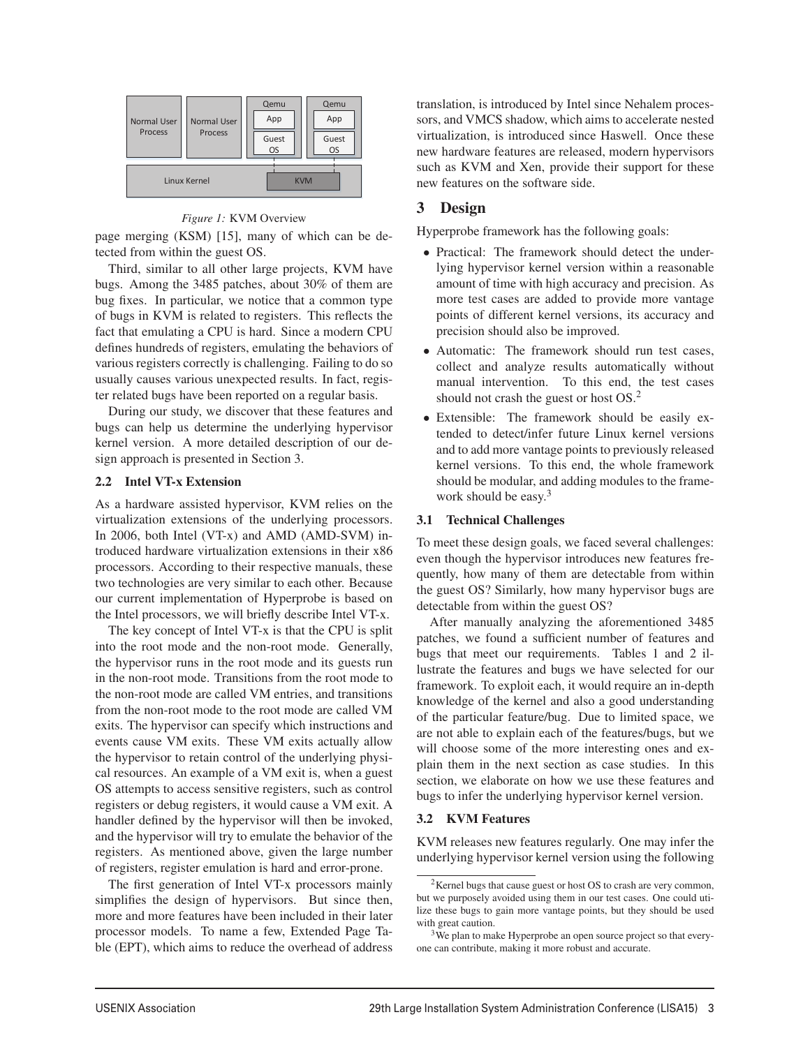*Figure 1:* KVM Overview

page merging (KSM) [15], many of which can be detected from within the guest OS.

Third, similar to all other large projects, KVM have bugs. Among the 3485 patches, about 30% of them are bug fixes. In particular, we notice that a common type of bugs in KVM is related to registers. This reflects the fact that emulating a CPU is hard. Since a modern CPU defines hundreds of registers, emulating the behaviors of various registers correctly is challenging. Failing to do so usually causes various unexpected results. In fact, register related bugs have been reported on a regular basis.

During our study, we discover that these features and bugs can help us determine the underlying hypervisor kernel version. A more detailed description of our design approach is presented in Section 3.

### 2.2 Intel VT-x Extension

As a hardware assisted hypervisor, KVM relies on the virtualization extensions of the underlying processors. In 2006, both Intel (VT-x) and AMD (AMD-SVM) introduced hardware virtualization extensions in their x86 processors. According to their respective manuals, these two technologies are very similar to each other. Because our current implementation of Hyperprobe is based on the Intel processors, we will briefly describe Intel VT-x.

The key concept of Intel VT-x is that the CPU is split into the root mode and the non-root mode. Generally, the hypervisor runs in the root mode and its guests run in the non-root mode. Transitions from the root mode to the non-root mode are called VM entries, and transitions from the non-root mode to the root mode are called VM exits. The hypervisor can specify which instructions and events cause VM exits. These VM exits actually allow the hypervisor to retain control of the underlying physical resources. An example of a VM exit is, when a guest OS attempts to access sensitive registers, such as control registers or debug registers, it would cause a VM exit. A handler defined by the hypervisor will then be invoked, and the hypervisor will try to emulate the behavior of the registers. As mentioned above, given the large number of registers, register emulation is hard and error-prone.

The first generation of Intel VT-x processors mainly simplifies the design of hypervisors. But since then, more and more features have been included in their later processor models. To name a few, Extended Page Table (EPT), which aims to reduce the overhead of address translation, is introduced by Intel since Nehalem processors, and VMCS shadow, which aims to accelerate nested virtualization, is introduced since Haswell. Once these new hardware features are released, modern hypervisors such as KVM and Xen, provide their support for these new features on the software side.

## 3 Design

Hyperprobe framework has the following goals:

- Practical: The framework should detect the underlying hypervisor kernel version within a reasonable amount of time with high accuracy and precision. As more test cases are added to provide more vantage points of different kernel versions, its accuracy and precision should also be improved.
- Automatic: The framework should run test cases, collect and analyze results automatically without manual intervention. To this end, the test cases should not crash the guest or host OS.[2]
- Extensible: The framework should be easily extended to detect/infer future Linux kernel versions and to add more vantage points to previously released kernel versions. To this end, the whole framework should be modular, and adding modules to the framework should be easy.[3]

### 3.1 Technical Challenges

To meet these design goals, we faced several challenges: even though the hypervisor introduces new features frequently, how many of them are detectable from within the guest OS? Similarly, how many hypervisor bugs are detectable from within the guest OS?

After manually analyzing the aforementioned 3485 patches, we found a sufficient number of features and bugs that meet our requirements. Tables 1 and 2 illustrate the features and bugs we have selected for our framework. To exploit each, it would require an in-depth knowledge of the kernel and also a good understanding of the particular feature/bug. Due to limited space, we are not able to explain each of the features/bugs, but we will choose some of the more interesting ones and explain them in the next section as case studies. In this section, we elaborate on how we use these features and bugs to infer the underlying hypervisor kernel version.

### 3.2 KVM Features

KVM releases new features regularly. One may infer the underlying hypervisor kernel version using the following

[2] Kernel bugs that cause guest or host OS to crash are very common, but we purposely avoided using them in our test cases. One could utilize these bugs to gain more vantage points, but they should be used with great caution.

[3] We plan to make Hyperprobe an open source project so that everyone can contribute, making it more robust and accurate.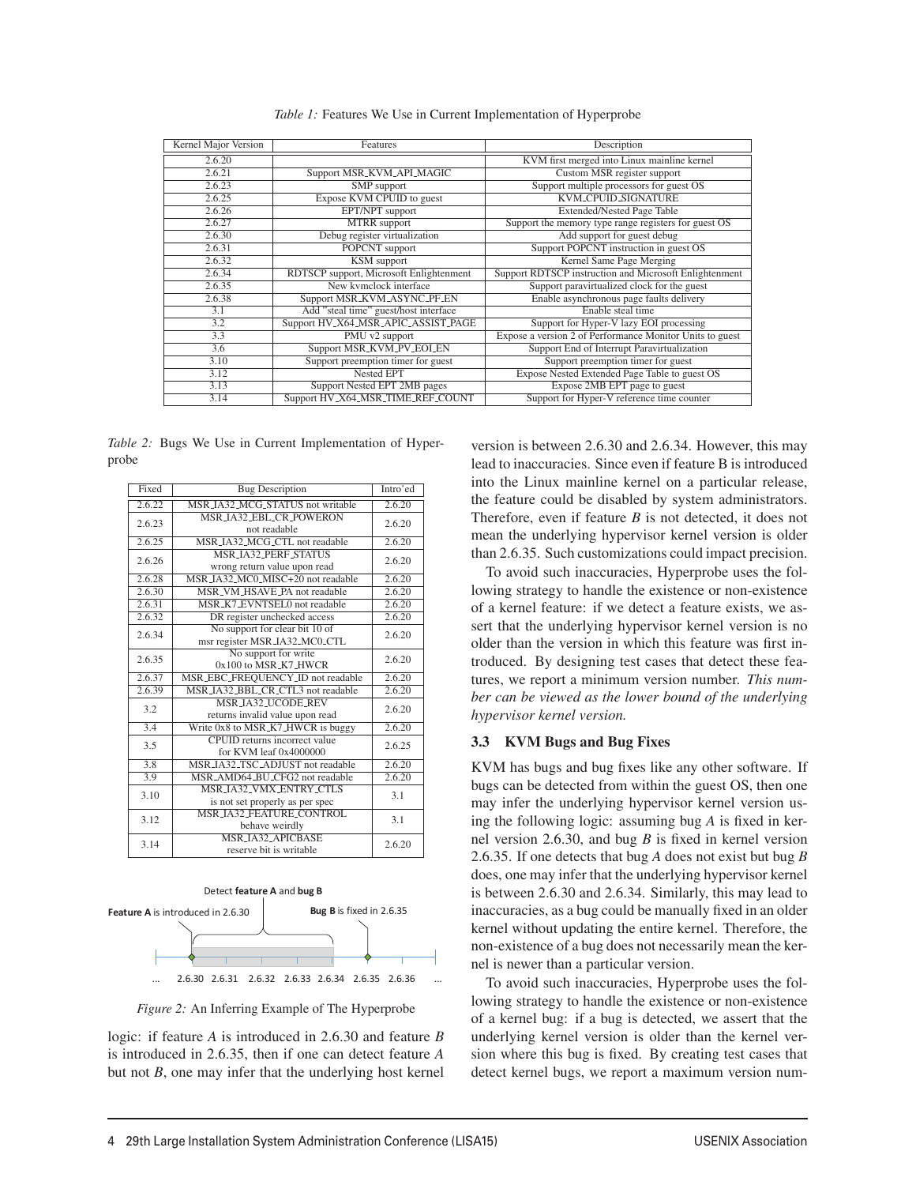*Table 1:* Features We Use in Current Implementation of Hyperprobe

| Kernel Major Version | Features | Description |
|---|---|---|
| 2.6.20 | | KVM first merged into Linux mainline kernel |
| 2.6.21 | Support MSR_KVM_API_MAGIC | Custom MSR register support |
| 2.6.23 | SMP support | Support multiple processors for guest OS |
| 2.6.25 | Expose KVM CPUID to guest | KVM_CPUID_SIGNATURE |
| 2.6.26 | EPT/NPT support | Extended/Nested Page Table |
| 2.6.27 | MTRR support | Support the memory type range registers for guest OS |
| 2.6.30 | Debug register virtualization | Add support for guest debug |
| 2.6.31 | POPCNT support | Support POPCNT instruction in guest OS |
| 2.6.32 | KSM support | Kernel Same Page Merging |
| 2.6.34 | RDTSCP support, Microsoft Enlightenment | Support RDTSCP instruction and Microsoft Enlightenment |
| 2.6.35 | New kvmclock interface | Support paravirtualized clock for the guest |
| 2.6.38 | Support MSR_KVM_ASYNC_PF_EN | Enable asynchronous page faults delivery |
| 3.1 | Add "steal time" guest/host interface | Enable steal time |
| 3.2 | Support HV_X64_MSR_APIC_ASSIST_PAGE | Support for Hyper-V lazy EOI processing |
| 3.3 | PMU v2 support | Expose a version 2 of Performance Monitor Units to guest |
| 3.6 | Support MSR_KVM_PV_EOI_EN | Support End of Interrupt Paravirtualization |
| 3.10 | Support preemption timer for guest | Support preemption timer for guest |
| 3.12 | Nested EPT | Expose Nested Extended Page Table to guest OS |
| 3.13 | Support Nested EPT 2MB pages | Expose 2MB EPT page to guest |
| 3.14 | Support HV_X64_MSR_TIME_REF_COUNT | Support for Hyper-V reference time counter |

*Table 2:* Bugs We Use in Current Implementation of Hyperprobe

| Fixed | Bug Description | Intro'ed |
|---|---|---|
| 2.6.22 | MSR_IA32_MCG_STATUS not writable | 2.6.20 |
| 2.6.23 | MSR_IA32_EBL_CR_POWERON not readable | 2.6.20 |
| 2.6.25 | MSR_IA32_MCG_CTL not readable | 2.6.20 |
| 2.6.26 | MSR_IA32_PERF_STATUS wrong return value upon read | 2.6.20 |
| 2.6.28 | MSR_IA32_MC0_MISC+20 not readable | 2.6.20 |
| 2.6.30 | MSR_VM_HSAVE_PA not readable | 2.6.20 |
| 2.6.31 | MSR_K7_EVNTSEL0 not readable | 2.6.20 |
| 2.6.32 | DR register unchecked access | 2.6.20 |
| 2.6.34 | No support for clear bit 10 of msr register MSR_IA32_MC0_CTL | 2.6.20 |
| 2.6.35 | No support for write 0x100 to MSR_K7_HWCR | 2.6.20 |
| 2.6.37 | MSR_EBC_FREQUENCY_ID not readable | 2.6.20 |
| 2.6.39 | MSR_IA32_BBL_CR_CTL3 not readable | 2.6.20 |
| 3.2 | MSR_IA32_UCODE_REV returns invalid value upon read | 2.6.20 |
| 3.4 | Write 0x8 to MSR_K7_HWCR is buggy | 2.6.20 |
| 3.5 | CPUID returns incorrect value for KVM leaf 0x4000000 | 2.6.25 |
| 3.8 | MSR_IA32_TSC_ADJUST not readable | 2.6.20 |
| 3.9 | MSR_AMD64_BU_CFG2 not readable | 2.6.20 |
| 3.10 | MSR_IA32_VMX_ENTRY_CTLS is not set properly as per spec | 3.1 |
| 3.12 | MSR_IA32_FEATURE_CONTROL behave weirdly | 3.1 |
| 3.14 | MSR_IA32_APICBASE reserve bit is writable | 2.6.20 |

*Figure 2:* An Inferring Example of The Hyperprobe

logic: if feature *A* is introduced in 2.6.30 and feature *B* is introduced in 2.6.35, then if one can detect feature *A* but not *B*, one may infer that the underlying host kernel version is between 2.6.30 and 2.6.34. However, this may lead to inaccuracies. Since even if feature B is introduced into the Linux mainline kernel on a particular release, the feature could be disabled by system administrators. Therefore, even if feature *B* is not detected, it does not mean the underlying hypervisor kernel version is older than 2.6.35. Such customizations could impact precision.

To avoid such inaccuracies, Hyperprobe uses the following strategy to handle the existence or non-existence of a kernel feature: if we detect a feature exists, we assert that the underlying hypervisor kernel version is no older than the version in which this feature was first introduced. By designing test cases that detect these features, we report a minimum version number. *This number can be viewed as the lower bound of the underlying hypervisor kernel version.*

### 3.3 KVM Bugs and Bug Fixes

KVM has bugs and bug fixes like any other software. If bugs can be detected from within the guest OS, then one may infer the underlying hypervisor kernel version using the following logic: assuming bug *A* is fixed in kernel version 2.6.30, and bug *B* is fixed in kernel version 2.6.35. If one detects that bug *A* does not exist but bug *B* does, one may infer that the underlying hypervisor kernel is between 2.6.30 and 2.6.34. Similarly, this may lead to inaccuracies, as a bug could be manually fixed in an older kernel without updating the entire kernel. Therefore, the non-existence of a bug does not necessarily mean the kernel is newer than a particular version.

To avoid such inaccuracies, Hyperprobe uses the following strategy to handle the existence or non-existence of a kernel bug: if a bug is detected, we assert that the underlying kernel version is older than the kernel version where this bug is fixed. By creating test cases that detect kernel bugs, we report a maximum version num-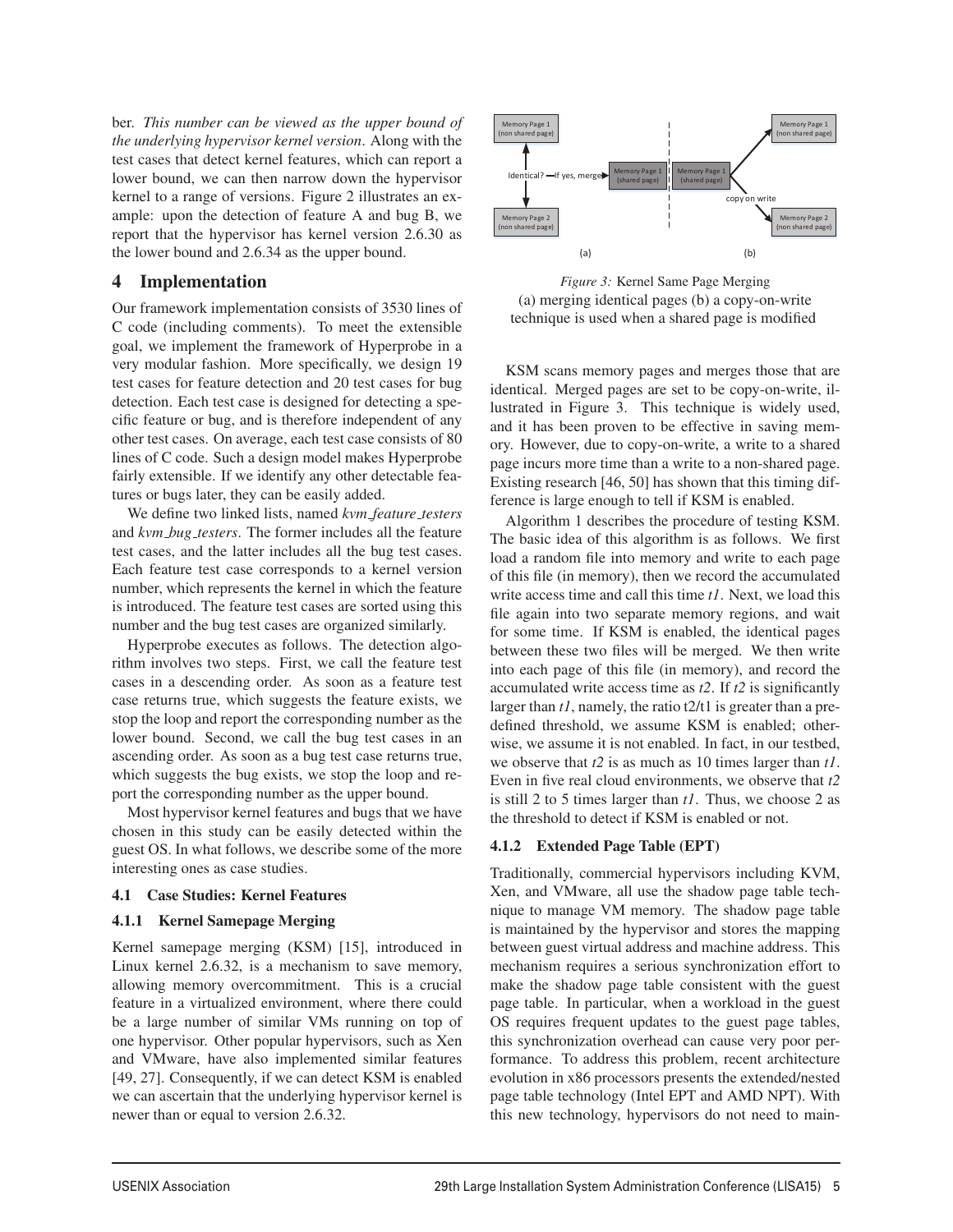ber. *This number can be viewed as the upper bound of the underlying hypervisor kernel version*. Along with the test cases that detect kernel features, which can report a lower bound, we can then narrow down the hypervisor kernel to a range of versions. Figure 2 illustrates an example: upon the detection of feature A and bug B, we report that the hypervisor has kernel version 2.6.30 as the lower bound and 2.6.34 as the upper bound.

# 4 Implementation

Our framework implementation consists of 3530 lines of C code (including comments). To meet the extensible goal, we implement the framework of Hyperprobe in a very modular fashion. More specifically, we design 19 test cases for feature detection and 20 test cases for bug detection. Each test case is designed for detecting a specific feature or bug, and is therefore independent of any other test cases. On average, each test case consists of 80 lines of C code. Such a design model makes Hyperprobe fairly extensible. If we identify any other detectable features or bugs later, they can be easily added.

We define two linked lists, named *kvm_feature_testers* and *kvm_bug_testers*. The former includes all the feature test cases, and the latter includes all the bug test cases. Each feature test case corresponds to a kernel version number, which represents the kernel in which the feature is introduced. The feature test cases are sorted using this number and the bug test cases are organized similarly.

Hyperprobe executes as follows. The detection algorithm involves two steps. First, we call the feature test cases in a descending order. As soon as a feature test case returns true, which suggests the feature exists, we stop the loop and report the corresponding number as the lower bound. Second, we call the bug test cases in an ascending order. As soon as a bug test case returns true, which suggests the bug exists, we stop the loop and report the corresponding number as the upper bound.

Most hypervisor kernel features and bugs that we have chosen in this study can be easily detected within the guest OS. In what follows, we describe some of the more interesting ones as case studies.

## 4.1 Case Studies: Kernel Features

### 4.1.1 Kernel Samepage Merging

Kernel samepage merging (KSM) [15], introduced in Linux kernel 2.6.32, is a mechanism to save memory, allowing memory overcommitment. This is a crucial feature in a virtualized environment, where there could be a large number of similar VMs running on top of one hypervisor. Other popular hypervisors, such as Xen and VMware, have also implemented similar features [49, 27]. Consequently, if we can detect KSM is enabled we can ascertain that the underlying hypervisor kernel is newer than or equal to version 2.6.32.

*Figure 3:* Kernel Same Page Merging
(a) merging identical pages (b) a copy-on-write technique is used when a shared page is modified

KSM scans memory pages and merges those that are identical. Merged pages are set to be copy-on-write, illustrated in Figure 3. This technique is widely used, and it has been proven to be effective in saving memory. However, due to copy-on-write, a write to a shared page incurs more time than a write to a non-shared page. Existing research [46, 50] has shown that this timing difference is large enough to tell if KSM is enabled.

Algorithm 1 describes the procedure of testing KSM. The basic idea of this algorithm is as follows. We first load a random file into memory and write to each page of this file (in memory), then we record the accumulated write access time and call this time *t1*. Next, we load this file again into two separate memory regions, and wait for some time. If KSM is enabled, the identical pages between these two files will be merged. We then write into each page of this file (in memory), and record the accumulated write access time as *t2*. If *t2* is significantly larger than *t1*, namely, the ratio t2/t1 is greater than a predefined threshold, we assume KSM is enabled; otherwise, we assume it is not enabled. In fact, in our testbed, we observe that *t2* is as much as 10 times larger than *t1*. Even in five real cloud environments, we observe that *t2* is still 2 to 5 times larger than *t1*. Thus, we choose 2 as the threshold to detect if KSM is enabled or not.

### 4.1.2 Extended Page Table (EPT)

Traditionally, commercial hypervisors including KVM, Xen, and VMware, all use the shadow page table technique to manage VM memory. The shadow page table is maintained by the hypervisor and stores the mapping between guest virtual address and machine address. This mechanism requires a serious synchronization effort to make the shadow page table consistent with the guest page table. In particular, when a workload in the guest OS requires frequent updates to the guest page tables, this synchronization overhead can cause very poor performance. To address this problem, recent architecture evolution in x86 processors presents the extended/nested page table technology (Intel EPT and AMD NPT). With this new technology, hypervisors do not need to main-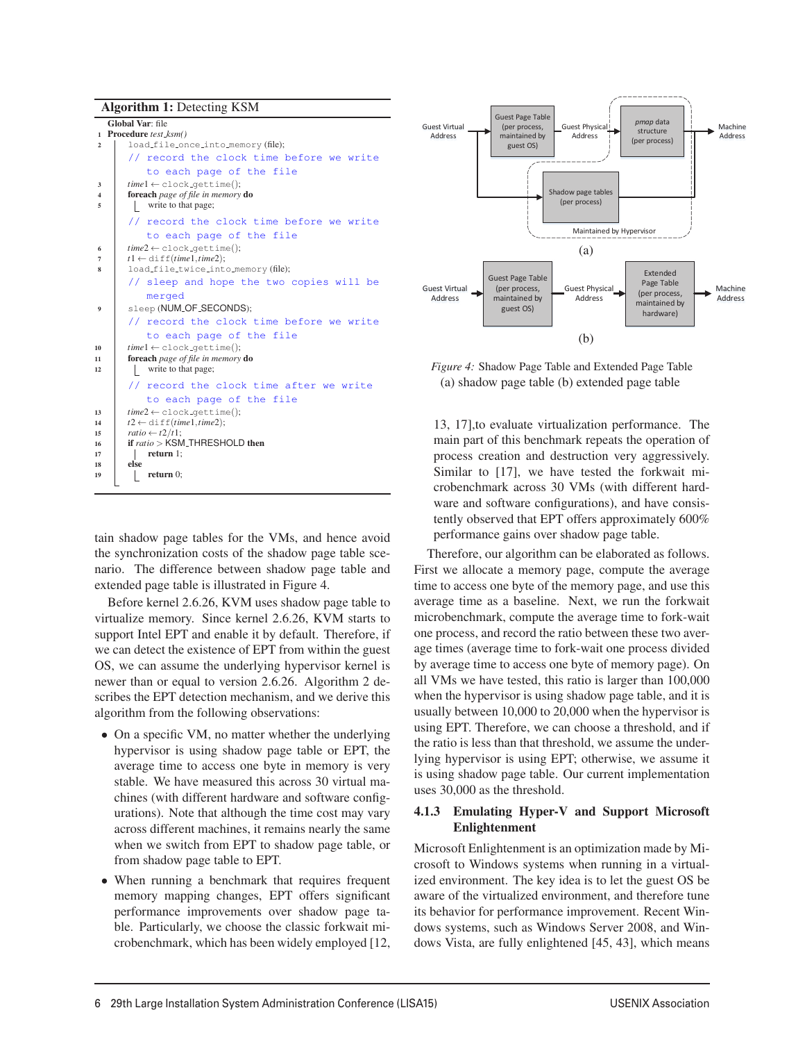**Algorithm 1:** Detecting KSM

```
Global Var: file
1  Procedure test_ksm()
2      load_file_once_into_memory (file);
       // record the clock time before we write
          to each page of the file
3      time1 ← clock_gettime();
4      foreach page of file in memory do
5          write to that page;
       // record the clock time before we write
          to each page of the file
6      time2 ← clock_gettime();
7      t1 ← diff(time1,time2);
8      load_file_twice_into_memory (file);
       // sleep and hope the two copies will be
          merged
9      sleep (NUM_OF_SECONDS);
       // record the clock time before we write
          to each page of the file
10     time1 ← clock_gettime();
11     foreach page of file in memory do
12         write to that page;
       // record the clock time after we write
          to each page of the file
13     time2 ← clock_gettime();
14     t2 ← diff(time1,time2);
15     ratio ← t2/t1;
16     if ratio > KSM_THRESHOLD then
17         return 1;
18     else
19         return 0;
```

tain shadow page tables for the VMs, and hence avoid the synchronization costs of the shadow page table scenario. The difference between shadow page table and extended page table is illustrated in Figure 4.

Before kernel 2.6.26, KVM uses shadow page table to virtualize memory. Since kernel 2.6.26, KVM starts to support Intel EPT and enable it by default. Therefore, if we can detect the existence of EPT from within the guest OS, we can assume the underlying hypervisor kernel is newer than or equal to version 2.6.26. Algorithm 2 describes the EPT detection mechanism, and we derive this algorithm from the following observations:

- On a specific VM, no matter whether the underlying hypervisor is using shadow page table or EPT, the average time to access one byte in memory is very stable. We have measured this across 30 virtual machines (with different hardware and software configurations). Note that although the time cost may vary across different machines, it remains nearly the same when we switch from EPT to shadow page table, or from shadow page table to EPT.
- When running a benchmark that requires frequent memory mapping changes, EPT offers significant performance improvements over shadow page table. Particularly, we choose the classic forkwait microbenchmark, which has been widely employed [12, 13, 17],to evaluate virtualization performance. The main part of this benchmark repeats the operation of process creation and destruction very aggressively. Similar to [17], we have tested the forkwait microbenchmark across 30 VMs (with different hardware and software configurations), and have consistently observed that EPT offers approximately 600% performance gains over shadow page table.

*Figure 4:* Shadow Page Table and Extended Page Table (a) shadow page table (b) extended page table

Therefore, our algorithm can be elaborated as follows. First we allocate a memory page, compute the average time to access one byte of the memory page, and use this average time as a baseline. Next, we run the forkwait microbenchmark, compute the average time to fork-wait one process, and record the ratio between these two average times (average time to fork-wait one process divided by average time to access one byte of memory page). On all VMs we have tested, this ratio is larger than 100,000 when the hypervisor is using shadow page table, and it is usually between 10,000 to 20,000 when the hypervisor is using EPT. Therefore, we can choose a threshold, and if the ratio is less than that threshold, we assume the underlying hypervisor is using EPT; otherwise, we assume it is using shadow page table. Our current implementation uses 30,000 as the threshold.

### 4.1.3 Emulating Hyper-V and Support Microsoft Enlightenment

Microsoft Enlightenment is an optimization made by Microsoft to Windows systems when running in a virtualized environment. The key idea is to let the guest OS be aware of the virtualized environment, and therefore tune its behavior for performance improvement. Recent Windows systems, such as Windows Server 2008, and Windows Vista, are fully enlightened [45, 43], which means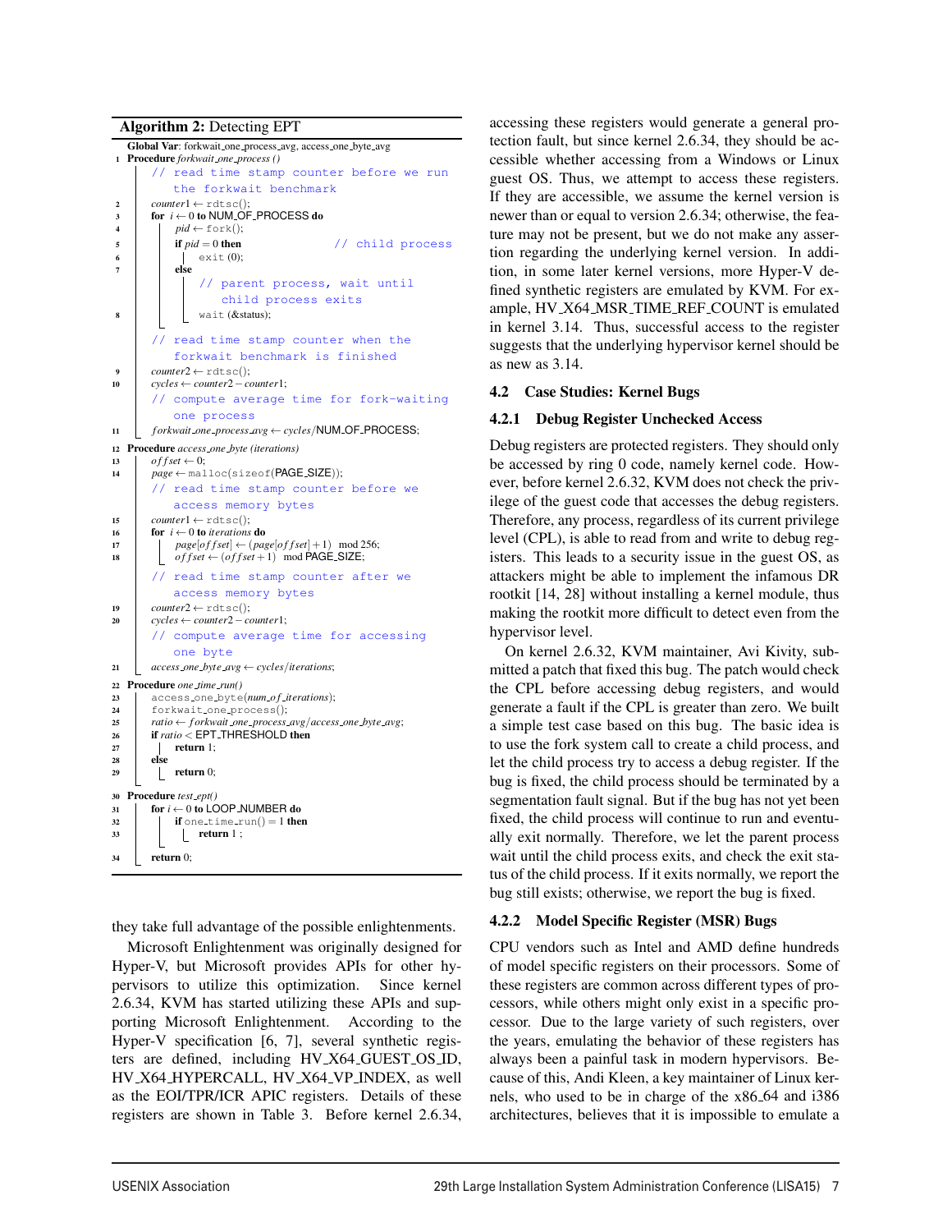**Algorithm 2:** Detecting EPT

```
Global Var: forkwait_one_process_avg, access_one_byte_avg
1  Procedure forkwait_one_process ()
       // read time stamp counter before we run the forkwait benchmark
2      counter1 ← rdtsc();
3      for i ← 0 to NUM_OF_PROCESS do
4          pid ← fork();
5          if pid = 0 then                  // child process
6              exit (0);
7          else
               // parent process, wait until child process exits
8              wait (&status);
       // read time stamp counter when the forkwait benchmark is finished
9      counter2 ← rdtsc();
10     cycles ← counter2 − counter1;
       // compute average time for fork-waiting one process
11     forkwait_one_process_avg ← cycles/NUM_OF_PROCESS;
12 Procedure access_one_byte (iterations)
13     offset ← 0;
14     page ← malloc(sizeof(PAGE_SIZE));
       // read time stamp counter before we access memory bytes
15     counter1 ← rdtsc();
16     for i ← 0 to iterations do
17         page[offset] ← (page[offset] + 1) mod 256;
18         offset ← (offset + 1) mod PAGE_SIZE;
       // read time stamp counter after we access memory bytes
19     counter2 ← rdtsc();
20     cycles ← counter2 − counter1;
       // compute average time for accessing one byte
21     access_one_byte_avg ← cycles/iterations;
22 Procedure one_time_run()
23     access_one_byte(num_of_iterations);
24     forkwait_one_process();
25     ratio ← forkwait_one_process_avg/access_one_byte_avg;
26     if ratio < EPT_THRESHOLD then
27         return 1;
28     else
29         return 0;
30 Procedure test_ept()
31     for i ← 0 to LOOP_NUMBER do
32         if one_time_run() = 1 then
33             return 1 ;
34     return 0;
```

they take full advantage of the possible enlightenments.

Microsoft Enlightenment was originally designed for Hyper-V, but Microsoft provides APIs for other hypervisors to utilize this optimization. Since kernel 2.6.34, KVM has started utilizing these APIs and supporting Microsoft Enlightenment. According to the Hyper-V specification [6, 7], several synthetic registers are defined, including HV_X64_GUEST_OS_ID, HV_X64_HYPERCALL, HV_X64_VP_INDEX, as well as the EOI/TPR/ICR APIC registers. Details of these registers are shown in Table 3. Before kernel 2.6.34, accessing these registers would generate a general protection fault, but since kernel 2.6.34, they should be accessible whether accessing from a Windows or Linux guest OS. Thus, we attempt to access these registers. If they are accessible, we assume the kernel version is newer than or equal to version 2.6.34; otherwise, the feature may not be present, but we do not make any assertion regarding the underlying kernel version. In addition, in some later kernel versions, more Hyper-V defined synthetic registers are emulated by KVM. For example, HV_X64_MSR_TIME_REF_COUNT is emulated in kernel 3.14. Thus, successful access to the register suggests that the underlying hypervisor kernel should be as new as 3.14.

## 4.2 Case Studies: Kernel Bugs

### 4.2.1 Debug Register Unchecked Access

Debug registers are protected registers. They should only be accessed by ring 0 code, namely kernel code. However, before kernel 2.6.32, KVM does not check the privilege of the guest code that accesses the debug registers. Therefore, any process, regardless of its current privilege level (CPL), is able to read from and write to debug registers. This leads to a security issue in the guest OS, as attackers might be able to implement the infamous DR rootkit [14, 28] without installing a kernel module, thus making the rootkit more difficult to detect even from the hypervisor level.

On kernel 2.6.32, KVM maintainer, Avi Kivity, submitted a patch that fixed this bug. The patch would check the CPL before accessing debug registers, and would generate a fault if the CPL is greater than zero. We built a simple test case based on this bug. The basic idea is to use the fork system call to create a child process, and let the child process try to access a debug register. If the bug is fixed, the child process should be terminated by a segmentation fault signal. But if the bug has not yet been fixed, the child process will continue to run and eventually exit normally. Therefore, we let the parent process wait until the child process exits, and check the exit status of the child process. If it exits normally, we report the bug still exists; otherwise, we report the bug is fixed.

### 4.2.2 Model Specific Register (MSR) Bugs

CPU vendors such as Intel and AMD define hundreds of model specific registers on their processors. Some of these registers are common across different types of processors, while others might only exist in a specific processor. Due to the large variety of such registers, over the years, emulating the behavior of these registers has always been a painful task in modern hypervisors. Because of this, Andi Kleen, a key maintainer of Linux kernels, who used to be in charge of the x86_64 and i386 architectures, believes that it is impossible to emulate a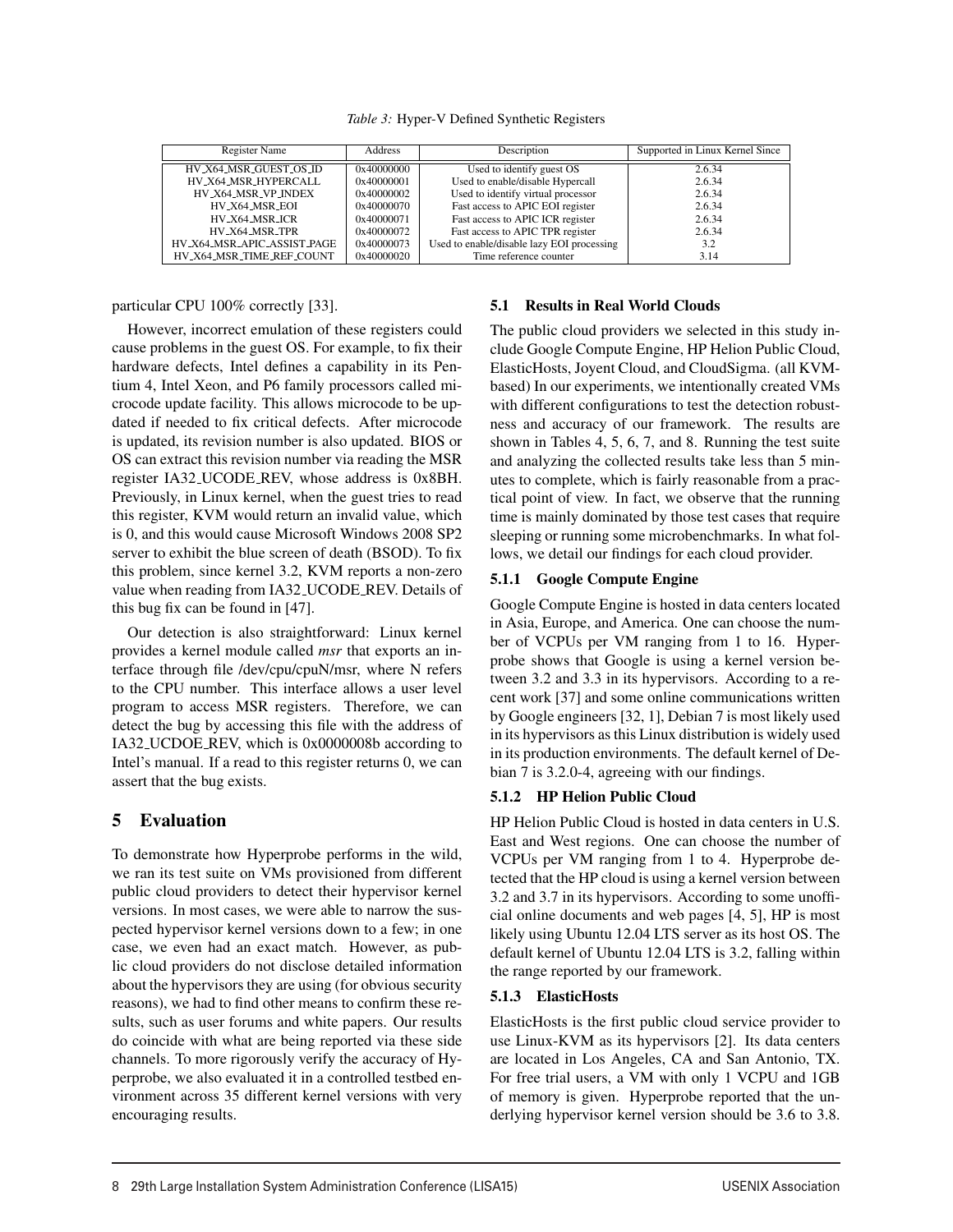*Table 3:* Hyper-V Defined Synthetic Registers

| Register Name | Address | Description | Supported in Linux Kernel Since |
|---|---|---|---|
| HV_X64_MSR_GUEST_OS_ID | 0x40000000 | Used to identify guest OS | 2.6.34 |
| HV_X64_MSR_HYPERCALL | 0x40000001 | Used to enable/disable Hypercall | 2.6.34 |
| HV_X64_MSR_VP_INDEX | 0x40000002 | Used to identify virtual processor | 2.6.34 |
| HV_X64_MSR_EOI | 0x40000070 | Fast access to APIC EOI register | 2.6.34 |
| HV_X64_MSR_ICR | 0x40000071 | Fast access to APIC ICR register | 2.6.34 |
| HV_X64_MSR_TPR | 0x40000072 | Fast access to APIC TPR register | 2.6.34 |
| HV_X64_MSR_APIC_ASSIST_PAGE | 0x40000073 | Used to enable/disable lazy EOI processing | 3.2 |
| HV_X64_MSR_TIME_REF_COUNT | 0x40000020 | Time reference counter | 3.14 |

particular CPU 100% correctly [33].

However, incorrect emulation of these registers could cause problems in the guest OS. For example, to fix their hardware defects, Intel defines a capability in its Pentium 4, Intel Xeon, and P6 family processors called microcode update facility. This allows microcode to be updated if needed to fix critical defects. After microcode is updated, its revision number is also updated. BIOS or OS can extract this revision number via reading the MSR register IA32_UCODE_REV, whose address is 0x8BH. Previously, in Linux kernel, when the guest tries to read this register, KVM would return an invalid value, which is 0, and this would cause Microsoft Windows 2008 SP2 server to exhibit the blue screen of death (BSOD). To fix this problem, since kernel 3.2, KVM reports a non-zero value when reading from IA32_UCODE_REV. Details of this bug fix can be found in [47].

Our detection is also straightforward: Linux kernel provides a kernel module called *msr* that exports an interface through file /dev/cpu/cpuN/msr, where N refers to the CPU number. This interface allows a user level program to access MSR registers. Therefore, we can detect the bug by accessing this file with the address of IA32_UCDOE_REV, which is 0x0000008b according to Intel's manual. If a read to this register returns 0, we can assert that the bug exists.

## 5 Evaluation

To demonstrate how Hyperprobe performs in the wild, we ran its test suite on VMs provisioned from different public cloud providers to detect their hypervisor kernel versions. In most cases, we were able to narrow the suspected hypervisor kernel versions down to a few; in one case, we even had an exact match. However, as public cloud providers do not disclose detailed information about the hypervisors they are using (for obvious security reasons), we had to find other means to confirm these results, such as user forums and white papers. Our results do coincide with what are being reported via these side channels. To more rigorously verify the accuracy of Hyperprobe, we also evaluated it in a controlled testbed environment across 35 different kernel versions with very encouraging results.

### 5.1 Results in Real World Clouds

The public cloud providers we selected in this study include Google Compute Engine, HP Helion Public Cloud, ElasticHosts, Joyent Cloud, and CloudSigma. (all KVM-based) In our experiments, we intentionally created VMs with different configurations to test the detection robustness and accuracy of our framework. The results are shown in Tables 4, 5, 6, 7, and 8. Running the test suite and analyzing the collected results take less than 5 minutes to complete, which is fairly reasonable from a practical point of view. In fact, we observe that the running time is mainly dominated by those test cases that require sleeping or running some microbenchmarks. In what follows, we detail our findings for each cloud provider.

#### 5.1.1 Google Compute Engine

Google Compute Engine is hosted in data centers located in Asia, Europe, and America. One can choose the number of VCPUs per VM ranging from 1 to 16. Hyperprobe shows that Google is using a kernel version between 3.2 and 3.3 in its hypervisors. According to a recent work [37] and some online communications written by Google engineers [32, 1], Debian 7 is most likely used in its hypervisors as this Linux distribution is widely used in its production environments. The default kernel of Debian 7 is 3.2.0-4, agreeing with our findings.

#### 5.1.2 HP Helion Public Cloud

HP Helion Public Cloud is hosted in data centers in U.S. East and West regions. One can choose the number of VCPUs per VM ranging from 1 to 4. Hyperprobe detected that the HP cloud is using a kernel version between 3.2 and 3.7 in its hypervisors. According to some unofficial online documents and web pages [4, 5], HP is most likely using Ubuntu 12.04 LTS server as its host OS. The default kernel of Ubuntu 12.04 LTS is 3.2, falling within the range reported by our framework.

#### 5.1.3 ElasticHosts

ElasticHosts is the first public cloud service provider to use Linux-KVM as its hypervisors [2]. Its data centers are located in Los Angeles, CA and San Antonio, TX. For free trial users, a VM with only 1 VCPU and 1GB of memory is given. Hyperprobe reported that the underlying hypervisor kernel version should be 3.6 to 3.8.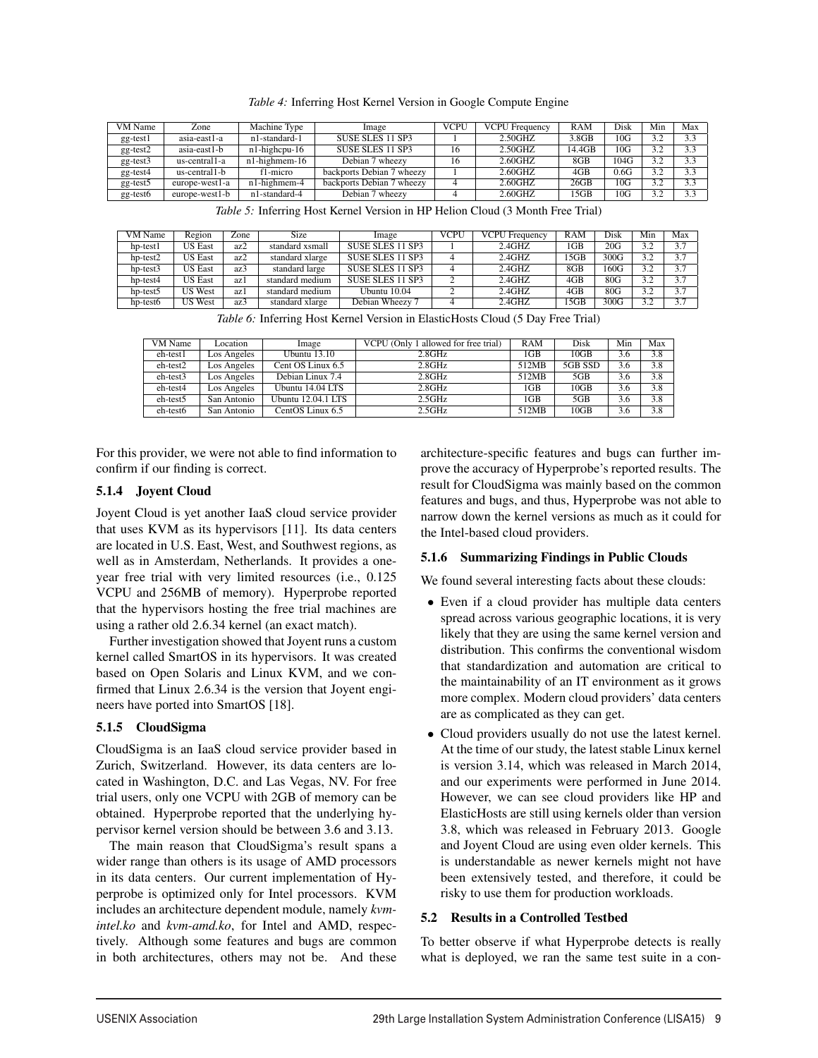*Table 4:* Inferring Host Kernel Version in Google Compute Engine

| VM Name | Zone | Machine Type | Image | VCPU | VCPU Frequency | RAM | Disk | Min | Max |
|---|---|---|---|---|---|---|---|---|---|
| gg-test1 | asia-east1-a | n1-standard-1 | SUSE SLES 11 SP3 | 1 | 2.50GHZ | 3.8GB | 10G | 3.2 | 3.3 |
| gg-test2 | asia-east1-b | n1-highcpu-16 | SUSE SLES 11 SP3 | 16 | 2.50GHZ | 14.4GB | 10G | 3.2 | 3.3 |
| gg-test3 | us-central1-a | n1-highmem-16 | Debian 7 wheezy | 16 | 2.60GHZ | 8GB | 104G | 3.2 | 3.3 |
| gg-test4 | us-central1-b | f1-micro | backports Debian 7 wheezy | 1 | 2.60GHZ | 4GB | 0.6G | 3.2 | 3.3 |
| gg-test5 | europe-west1-a | n1-highmem-4 | backports Debian 7 wheezy | 4 | 2.60GHZ | 26GB | 10G | 3.2 | 3.3 |
| gg-test6 | europe-west1-b | n1-standard-4 | Debian 7 wheezy | 4 | 2.60GHZ | 15GB | 10G | 3.2 | 3.3 |

*Table 5:* Inferring Host Kernel Version in HP Helion Cloud (3 Month Free Trial)

| VM Name | Region | Zone | Size | Image | VCPU | VCPU Frequency | RAM | Disk | Min | Max |
|---|---|---|---|---|---|---|---|---|---|---|
| hp-test1 | US East | az2 | standard xsmall | SUSE SLES 11 SP3 | 1 | 2.4GHZ | 1GB | 20G | 3.2 | 3.7 |
| hp-test2 | US East | az2 | standard xlarge | SUSE SLES 11 SP3 | 4 | 2.4GHZ | 15GB | 300G | 3.2 | 3.7 |
| hp-test3 | US East | az3 | standard large | SUSE SLES 11 SP3 | 4 | 2.4GHZ | 8GB | 160G | 3.2 | 3.7 |
| hp-test4 | US East | az1 | standard medium | SUSE SLES 11 SP3 | 2 | 2.4GHZ | 4GB | 80G | 3.2 | 3.7 |
| hp-test5 | US West | az1 | standard medium | Ubuntu 10.04 | 2 | 2.4GHZ | 4GB | 80G | 3.2 | 3.7 |
| hp-test6 | US West | az3 | standard xlarge | Debian Wheezy 7 | 4 | 2.4GHZ | 15GB | 300G | 3.2 | 3.7 |

*Table 6:* Inferring Host Kernel Version in ElasticHosts Cloud (5 Day Free Trial)

| VM Name | Location | Image | VCPU (Only 1 allowed for free trial) | RAM | Disk | Min | Max |
|---|---|---|---|---|---|---|---|
| eh-test1 | Los Angeles | Ubuntu 13.10 | 2.8GHz | 1GB | 10GB | 3.6 | 3.8 |
| eh-test2 | Los Angeles | Cent OS Linux 6.5 | 2.8GHz | 512MB | 5GB SSD | 3.6 | 3.8 |
| eh-test3 | Los Angeles | Debian Linux 7.4 | 2.8GHz | 512MB | 5GB | 3.6 | 3.8 |
| eh-test4 | Los Angeles | Ubuntu 14.04 LTS | 2.8GHz | 1GB | 10GB | 3.6 | 3.8 |
| eh-test5 | San Antonio | Ubuntu 12.04.1 LTS | 2.5GHz | 1GB | 5GB | 3.6 | 3.8 |
| eh-test6 | San Antonio | CentOS Linux 6.5 | 2.5GHz | 512MB | 10GB | 3.6 | 3.8 |

For this provider, we were not able to find information to confirm if our finding is correct.

#### 5.1.4 Joyent Cloud

Joyent Cloud is yet another IaaS cloud service provider that uses KVM as its hypervisors [11]. Its data centers are located in U.S. East, West, and Southwest regions, as well as in Amsterdam, Netherlands. It provides a one-year free trial with very limited resources (i.e., 0.125 VCPU and 256MB of memory). Hyperprobe reported that the hypervisors hosting the free trial machines are using a rather old 2.6.34 kernel (an exact match).

Further investigation showed that Joyent runs a custom kernel called SmartOS in its hypervisors. It was created based on Open Solaris and Linux KVM, and we confirmed that Linux 2.6.34 is the version that Joyent engineers have ported into SmartOS [18].

#### 5.1.5 CloudSigma

CloudSigma is an IaaS cloud service provider based in Zurich, Switzerland. However, its data centers are located in Washington, D.C. and Las Vegas, NV. For free trial users, only one VCPU with 2GB of memory can be obtained. Hyperprobe reported that the underlying hypervisor kernel version should be between 3.6 and 3.13.

The main reason that CloudSigma's result spans a wider range than others is its usage of AMD processors in its data centers. Our current implementation of Hyperprobe is optimized only for Intel processors. KVM includes an architecture dependent module, namely *kvm-intel.ko* and *kvm-amd.ko*, for Intel and AMD, respectively. Although some features and bugs are common in both architectures, others may not be. And these architecture-specific features and bugs can further improve the accuracy of Hyperprobe's reported results. The result for CloudSigma was mainly based on the common features and bugs, and thus, Hyperprobe was not able to narrow down the kernel versions as much as it could for the Intel-based cloud providers.

#### 5.1.6 Summarizing Findings in Public Clouds

We found several interesting facts about these clouds:

- Even if a cloud provider has multiple data centers spread across various geographic locations, it is very likely that they are using the same kernel version and distribution. This confirms the conventional wisdom that standardization and automation are critical to the maintainability of an IT environment as it grows more complex. Modern cloud providers' data centers are as complicated as they can get.
- Cloud providers usually do not use the latest kernel. At the time of our study, the latest stable Linux kernel is version 3.14, which was released in March 2014, and our experiments were performed in June 2014. However, we can see cloud providers like HP and ElasticHosts are still using kernels older than version 3.8, which was released in February 2013. Google and Joyent Cloud are using even older kernels. This is understandable as newer kernels might not have been extensively tested, and therefore, it could be risky to use them for production workloads.

### 5.2 Results in a Controlled Testbed

To better observe if what Hyperprobe detects is really what is deployed, we ran the same test suite in a con-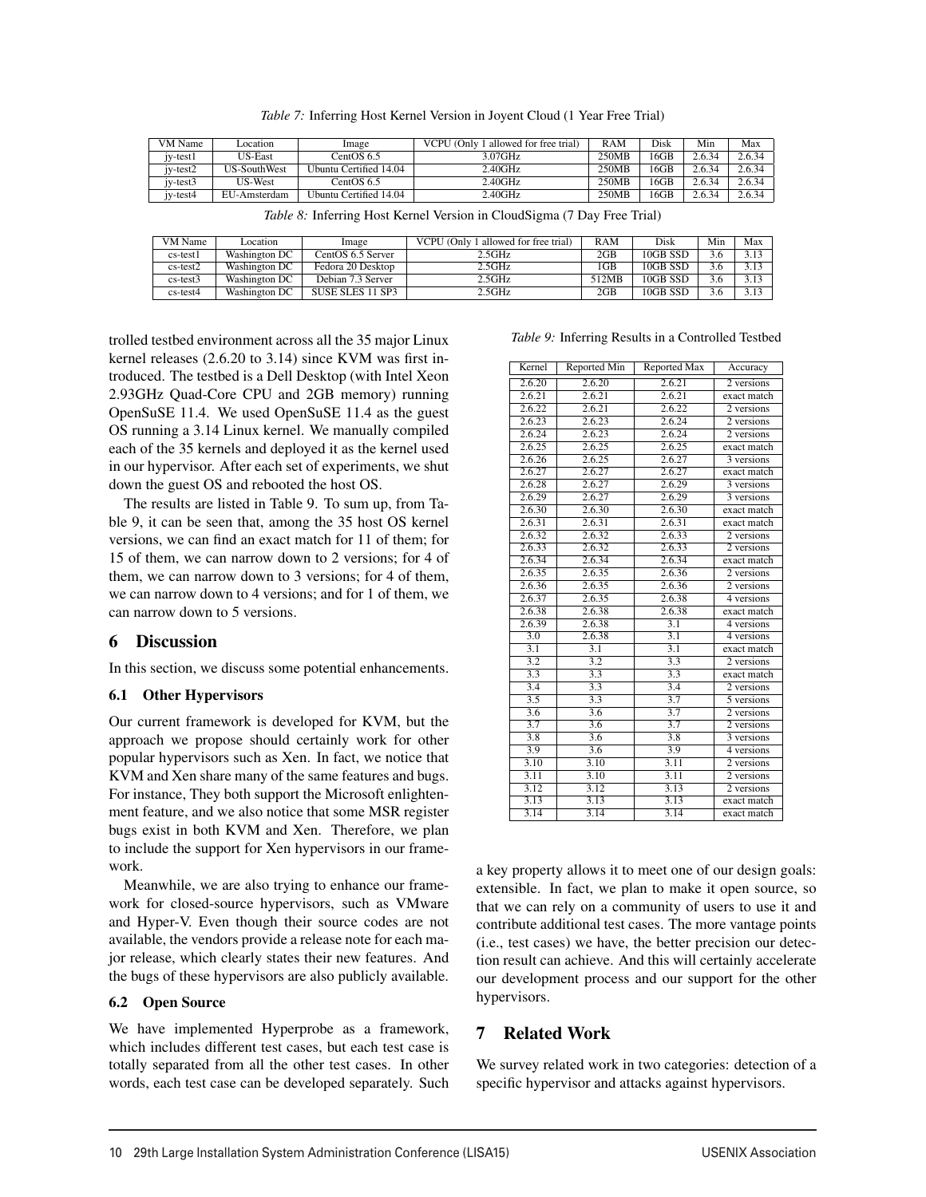*Table 7:* Inferring Host Kernel Version in Joyent Cloud (1 Year Free Trial)

| VM Name | Location | Image | VCPU (Only 1 allowed for free trial) | RAM | Disk | Min | Max |
|---|---|---|---|---|---|---|---|
| jy-test1 | US-East | CentOS 6.5 | 3.07GHz | 250MB | 16GB | 2.6.34 | 2.6.34 |
| jy-test2 | US-SouthWest | Ubuntu Certified 14.04 | 2.40GHz | 250MB | 16GB | 2.6.34 | 2.6.34 |
| jy-test3 | US-West | CentOS 6.5 | 2.40GHz | 250MB | 16GB | 2.6.34 | 2.6.34 |
| jy-test4 | EU-Amsterdam | Ubuntu Certified 14.04 | 2.40GHz | 250MB | 16GB | 2.6.34 | 2.6.34 |

*Table 8:* Inferring Host Kernel Version in CloudSigma (7 Day Free Trial)

| VM Name | Location | Image | VCPU (Only 1 allowed for free trial) | RAM | Disk | Min | Max |
|---|---|---|---|---|---|---|---|
| cs-test1 | Washington DC | CentOS 6.5 Server | 2.5GHz | 2GB | 10GB SSD | 3.6 | 3.13 |
| cs-test2 | Washington DC | Fedora 20 Desktop | 2.5GHz | 1GB | 10GB SSD | 3.6 | 3.13 |
| cs-test3 | Washington DC | Debian 7.3 Server | 2.5GHz | 512MB | 10GB SSD | 3.6 | 3.13 |
| cs-test4 | Washington DC | SUSE SLES 11 SP3 | 2.5GHz | 2GB | 10GB SSD | 3.6 | 3.13 |

trolled testbed environment across all the 35 major Linux kernel releases (2.6.20 to 3.14) since KVM was first introduced. The testbed is a Dell Desktop (with Intel Xeon 2.93GHz Quad-Core CPU and 2GB memory) running OpenSuSE 11.4. We used OpenSuSE 11.4 as the guest OS running a 3.14 Linux kernel. We manually compiled each of the 35 kernels and deployed it as the kernel used in our hypervisor. After each set of experiments, we shut down the guest OS and rebooted the host OS.

The results are listed in Table 9. To sum up, from Table 9, it can be seen that, among the 35 host OS kernel versions, we can find an exact match for 11 of them; for 15 of them, we can narrow down to 2 versions; for 4 of them, we can narrow down to 3 versions; for 4 of them, we can narrow down to 4 versions; and for 1 of them, we can narrow down to 5 versions.

*Table 9:* Inferring Results in a Controlled Testbed

| Kernel | Reported Min | Reported Max | Accuracy |
|---|---|---|---|
| 2.6.20 | 2.6.20 | 2.6.21 | 2 versions |
| 2.6.21 | 2.6.21 | 2.6.21 | exact match |
| 2.6.22 | 2.6.21 | 2.6.22 | 2 versions |
| 2.6.23 | 2.6.23 | 2.6.24 | 2 versions |
| 2.6.24 | 2.6.23 | 2.6.24 | 2 versions |
| 2.6.25 | 2.6.25 | 2.6.25 | exact match |
| 2.6.26 | 2.6.25 | 2.6.27 | 3 versions |
| 2.6.27 | 2.6.27 | 2.6.27 | exact match |
| 2.6.28 | 2.6.27 | 2.6.29 | 3 versions |
| 2.6.29 | 2.6.27 | 2.6.29 | 3 versions |
| 2.6.30 | 2.6.30 | 2.6.30 | exact match |
| 2.6.31 | 2.6.31 | 2.6.31 | exact match |
| 2.6.32 | 2.6.32 | 2.6.33 | 2 versions |
| 2.6.33 | 2.6.32 | 2.6.33 | 2 versions |
| 2.6.34 | 2.6.34 | 2.6.34 | exact match |
| 2.6.35 | 2.6.35 | 2.6.36 | 2 versions |
| 2.6.36 | 2.6.35 | 2.6.36 | 2 versions |
| 2.6.37 | 2.6.35 | 2.6.38 | 4 versions |
| 2.6.38 | 2.6.38 | 2.6.38 | exact match |
| 2.6.39 | 2.6.38 | 3.1 | 4 versions |
| 3.0 | 2.6.38 | 3.1 | 4 versions |
| 3.1 | 3.1 | 3.1 | exact match |
| 3.2 | 3.2 | 3.3 | 2 versions |
| 3.3 | 3.3 | 3.3 | exact match |
| 3.4 | 3.3 | 3.4 | 2 versions |
| 3.5 | 3.3 | 3.7 | 5 versions |
| 3.6 | 3.6 | 3.7 | 2 versions |
| 3.7 | 3.6 | 3.7 | 2 versions |
| 3.8 | 3.6 | 3.8 | 3 versions |
| 3.9 | 3.6 | 3.9 | 4 versions |
| 3.10 | 3.10 | 3.11 | 2 versions |
| 3.11 | 3.10 | 3.11 | 2 versions |
| 3.12 | 3.12 | 3.13 | 2 versions |
| 3.13 | 3.13 | 3.13 | exact match |
| 3.14 | 3.14 | 3.14 | exact match |

## 6 Discussion

In this section, we discuss some potential enhancements.

### 6.1 Other Hypervisors

Our current framework is developed for KVM, but the approach we propose should certainly work for other popular hypervisors such as Xen. In fact, we notice that KVM and Xen share many of the same features and bugs. For instance, They both support the Microsoft enlightenment feature, and we also notice that some MSR register bugs exist in both KVM and Xen. Therefore, we plan to include the support for Xen hypervisors in our framework.

Meanwhile, we are also trying to enhance our framework for closed-source hypervisors, such as VMware and Hyper-V. Even though their source codes are not available, the vendors provide a release note for each major release, which clearly states their new features. And the bugs of these hypervisors are also publicly available.

### 6.2 Open Source

We have implemented Hyperprobe as a framework, which includes different test cases, but each test case is totally separated from all the other test cases. In other words, each test case can be developed separately. Such a key property allows it to meet one of our design goals: extensible. In fact, we plan to make it open source, so that we can rely on a community of users to use it and contribute additional test cases. The more vantage points (i.e., test cases) we have, the better precision our detection result can achieve. And this will certainly accelerate our development process and our support for the other hypervisors.

## 7 Related Work

We survey related work in two categories: detection of a specific hypervisor and attacks against hypervisors.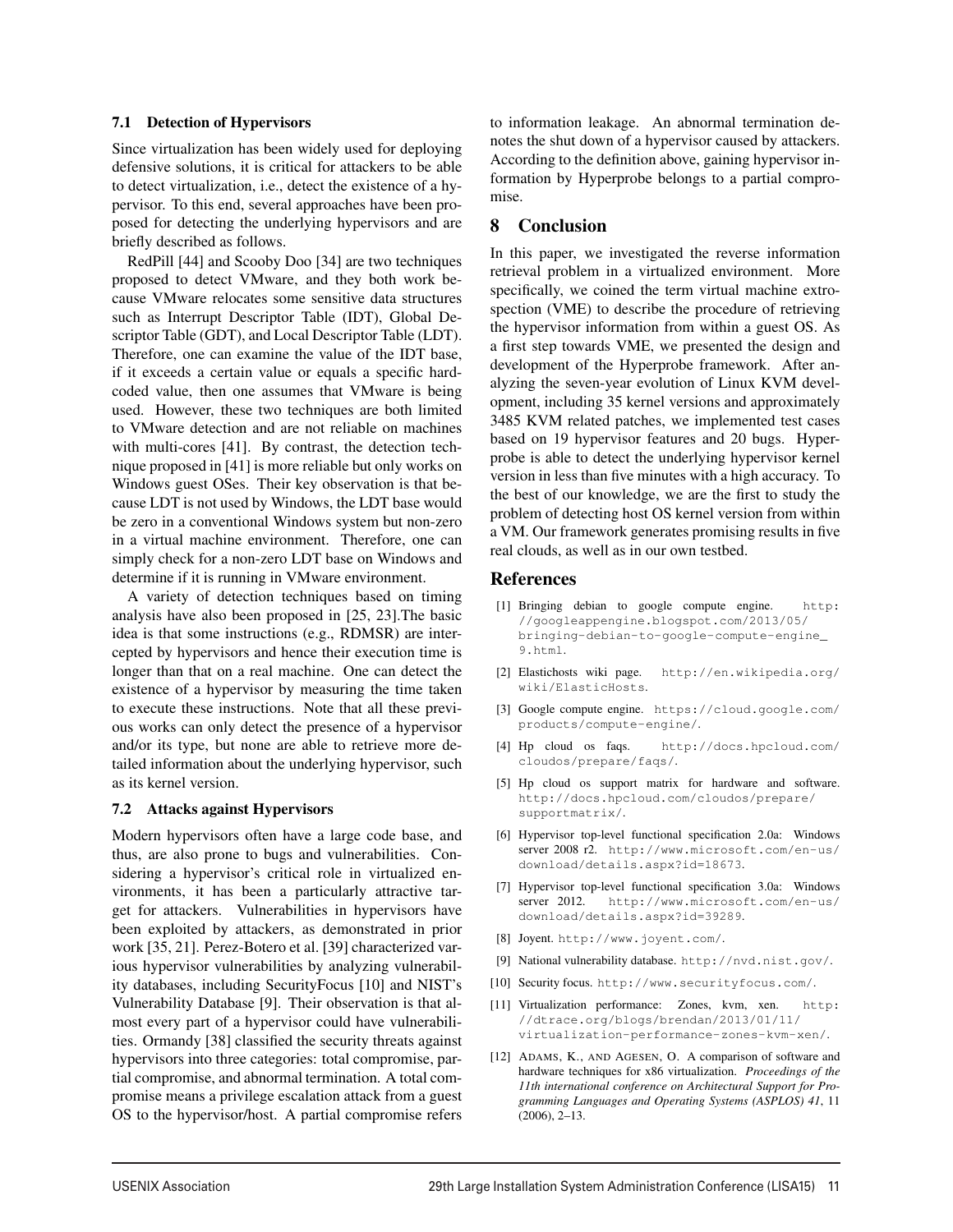### 7.1 Detection of Hypervisors

Since virtualization has been widely used for deploying defensive solutions, it is critical for attackers to be able to detect virtualization, i.e., detect the existence of a hypervisor. To this end, several approaches have been proposed for detecting the underlying hypervisors and are briefly described as follows.

RedPill [44] and Scooby Doo [34] are two techniques proposed to detect VMware, and they both work because VMware relocates some sensitive data structures such as Interrupt Descriptor Table (IDT), Global Descriptor Table (GDT), and Local Descriptor Table (LDT). Therefore, one can examine the value of the IDT base, if it exceeds a certain value or equals a specific hard-coded value, then one assumes that VMware is being used. However, these two techniques are both limited to VMware detection and are not reliable on machines with multi-cores [41]. By contrast, the detection technique proposed in [41] is more reliable but only works on Windows guest OSes. Their key observation is that because LDT is not used by Windows, the LDT base would be zero in a conventional Windows system but non-zero in a virtual machine environment. Therefore, one can simply check for a non-zero LDT base on Windows and determine if it is running in VMware environment.

A variety of detection techniques based on timing analysis have also been proposed in [25, 23].The basic idea is that some instructions (e.g., RDMSR) are intercepted by hypervisors and hence their execution time is longer than that on a real machine. One can detect the existence of a hypervisor by measuring the time taken to execute these instructions. Note that all these previous works can only detect the presence of a hypervisor and/or its type, but none are able to retrieve more detailed information about the underlying hypervisor, such as its kernel version.

### 7.2 Attacks against Hypervisors

Modern hypervisors often have a large code base, and thus, are also prone to bugs and vulnerabilities. Considering a hypervisor's critical role in virtualized environments, it has been a particularly attractive target for attackers. Vulnerabilities in hypervisors have been exploited by attackers, as demonstrated in prior work [35, 21]. Perez-Botero et al. [39] characterized various hypervisor vulnerabilities by analyzing vulnerability databases, including SecurityFocus [10] and NIST's Vulnerability Database [9]. Their observation is that almost every part of a hypervisor could have vulnerabilities. Ormandy [38] classified the security threats against hypervisors into three categories: total compromise, partial compromise, and abnormal termination. A total compromise means a privilege escalation attack from a guest OS to the hypervisor/host. A partial compromise refers to information leakage. An abnormal termination denotes the shut down of a hypervisor caused by attackers. According to the definition above, gaining hypervisor information by Hyperprobe belongs to a partial compromise.

## 8 Conclusion

In this paper, we investigated the reverse information retrieval problem in a virtualized environment. More specifically, we coined the term virtual machine extrospection (VME) to describe the procedure of retrieving the hypervisor information from within a guest OS. As a first step towards VME, we presented the design and development of the Hyperprobe framework. After analyzing the seven-year evolution of Linux KVM development, including 35 kernel versions and approximately 3485 KVM related patches, we implemented test cases based on 19 hypervisor features and 20 bugs. Hyperprobe is able to detect the underlying hypervisor kernel version in less than five minutes with a high accuracy. To the best of our knowledge, we are the first to study the problem of detecting host OS kernel version from within a VM. Our framework generates promising results in five real clouds, as well as in our own testbed.

## References

[1] Bringing debian to google compute engine. http://googleappengine.blogspot.com/2013/05/bringing-debian-to-google-compute-engine_9.html.

[2] Elastichosts wiki page. http://en.wikipedia.org/wiki/ElasticHosts.

[3] Google compute engine. https://cloud.google.com/products/compute-engine/.

[4] Hp cloud os faqs. http://docs.hpcloud.com/cloudos/prepare/faqs/.

[5] Hp cloud os support matrix for hardware and software. http://docs.hpcloud.com/cloudos/prepare/supportmatrix/.

[6] Hypervisor top-level functional specification 2.0a: Windows server 2008 r2. http://www.microsoft.com/en-us/download/details.aspx?id=18673.

[7] Hypervisor top-level functional specification 3.0a: Windows server 2012. http://www.microsoft.com/en-us/download/details.aspx?id=39289.

[8] Joyent. http://www.joyent.com/.

[9] National vulnerability database. http://nvd.nist.gov/.

[10] Security focus. http://www.securityfocus.com/.

[11] Virtualization performance: Zones, kvm, xen. http://dtrace.org/blogs/brendan/2013/01/11/virtualization-performance-zones-kvm-xen/.

[12] Adams, K., and Agesen, O. A comparison of software and hardware techniques for x86 virtualization. *Proceedings of the 11th international conference on Architectural Support for Programming Languages and Operating Systems (ASPLOS) 41*, 11 (2006), 2–13.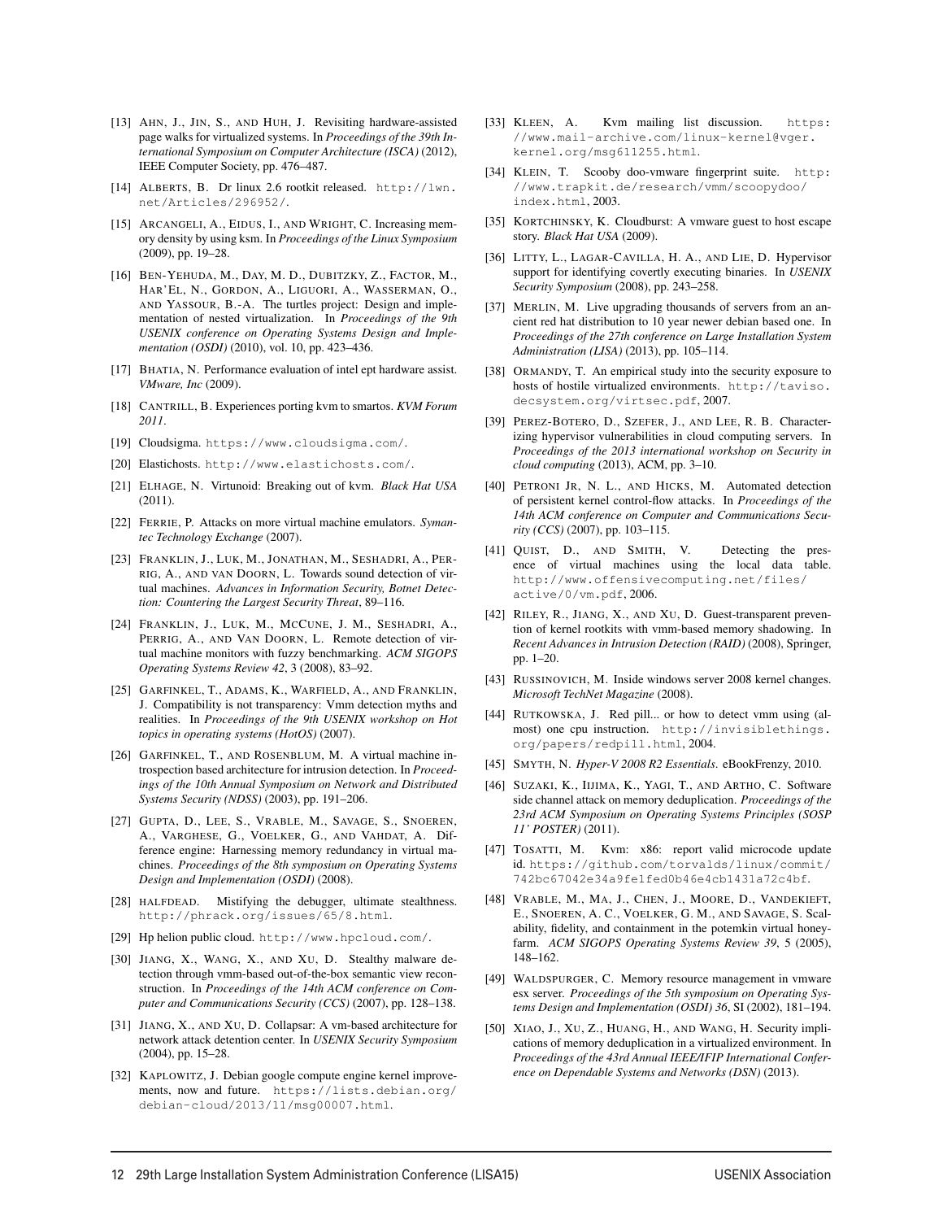[13] Ahn, J., Jin, S., and Huh, J. Revisiting hardware-assisted page walks for virtualized systems. In *Proceedings of the 39th International Symposium on Computer Architecture (ISCA)* (2012), IEEE Computer Society, pp. 476–487.

[14] Alberts, B. Dr linux 2.6 rootkit released. http://lwn.net/Articles/296952/.

[15] Arcangeli, A., Eidus, I., and Wright, C. Increasing memory density by using ksm. In *Proceedings of the Linux Symposium* (2009), pp. 19–28.

[16] Ben-Yehuda, M., Day, M. D., Dubitzky, Z., Factor, M., Har'El, N., Gordon, A., Liguori, A., Wasserman, O., and Yassour, B.-A. The turtles project: Design and implementation of nested virtualization. In *Proceedings of the 9th USENIX conference on Operating Systems Design and Implementation (OSDI)* (2010), vol. 10, pp. 423–436.

[17] Bhatia, N. Performance evaluation of intel ept hardware assist. *VMware, Inc* (2009).

[18] Cantrill, B. Experiences porting kvm to smartos. *KVM Forum 2011*.

[19] Cloudsigma. https://www.cloudsigma.com/.

[20] Elastichosts. http://www.elastichosts.com/.

[21] Elhage, N. Virtunoid: Breaking out of kvm. *Black Hat USA* (2011).

[22] Ferrie, P. Attacks on more virtual machine emulators. *Symantec Technology Exchange* (2007).

[23] Franklin, J., Luk, M., Jonathan, M., Seshadri, A., Perrig, A., and van Doorn, L. Towards sound detection of virtual machines. *Advances in Information Security, Botnet Detection: Countering the Largest Security Threat*, 89–116.

[24] Franklin, J., Luk, M., McCune, J. M., Seshadri, A., Perrig, A., and Van Doorn, L. Remote detection of virtual machine monitors with fuzzy benchmarking. *ACM SIGOPS Operating Systems Review 42*, 3 (2008), 83–92.

[25] Garfinkel, T., Adams, K., Warfield, A., and Franklin, J. Compatibility is not transparency: Vmm detection myths and realities. In *Proceedings of the 9th USENIX workshop on Hot topics in operating systems (HotOS)* (2007).

[26] Garfinkel, T., and Rosenblum, M. A virtual machine introspection based architecture for intrusion detection. In *Proceedings of the 10th Annual Symposium on Network and Distributed Systems Security (NDSS)* (2003), pp. 191–206.

[27] Gupta, D., Lee, S., Vrable, M., Savage, S., Snoeren, A., Varghese, G., Voelker, G., and Vahdat, A. Difference engine: Harnessing memory redundancy in virtual machines. *Proceedings of the 8th symposium on Operating Systems Design and Implementation (OSDI)* (2008).

[28] halfdead. Mistifying the debugger, ultimate stealthness. http://phrack.org/issues/65/8.html.

[29] Hp helion public cloud. http://www.hpcloud.com/.

[30] Jiang, X., Wang, X., and Xu, D. Stealthy malware detection through vmm-based out-of-the-box semantic view reconstruction. In *Proceedings of the 14th ACM conference on Computer and Communications Security (CCS)* (2007), pp. 128–138.

[31] Jiang, X., and Xu, D. Collapsar: A vm-based architecture for network attack detention center. In *USENIX Security Symposium* (2004), pp. 15–28.

[32] Kaplowitz, J. Debian google compute engine kernel improvements, now and future. https://lists.debian.org/debian-cloud/2013/11/msg00007.html.

[33] Kleen, A. Kvm mailing list discussion. https://www.mail-archive.com/linux-kernel@vger.kernel.org/msg611255.html.

[34] Klein, T. Scooby doo-vmware fingerprint suite. http://www.trapkit.de/research/vmm/scoopydoo/index.html, 2003.

[35] Kortchinsky, K. Cloudburst: A vmware guest to host escape story. *Black Hat USA* (2009).

[36] Litty, L., Lagar-Cavilla, H. A., and Lie, D. Hypervisor support for identifying covertly executing binaries. In *USENIX Security Symposium* (2008), pp. 243–258.

[37] Merlin, M. Live upgrading thousands of servers from an ancient red hat distribution to 10 year newer debian based one. In *Proceedings of the 27th conference on Large Installation System Administration (LISA)* (2013), pp. 105–114.

[38] Ormandy, T. An empirical study into the security exposure to hosts of hostile virtualized environments. http://taviso.decsystem.org/virtsec.pdf, 2007.

[39] Perez-Botero, D., Szefer, J., and Lee, R. B. Characterizing hypervisor vulnerabilities in cloud computing servers. In *Proceedings of the 2013 international workshop on Security in cloud computing* (2013), ACM, pp. 3–10.

[40] Petroni Jr, N. L., and Hicks, M. Automated detection of persistent kernel control-flow attacks. In *Proceedings of the 14th ACM conference on Computer and Communications Security (CCS)* (2007), pp. 103–115.

[41] Quist, D., and Smith, V. Detecting the presence of virtual machines using the local data table. http://www.offensivecomputing.net/files/active/0/vm.pdf, 2006.

[42] Riley, R., Jiang, X., and Xu, D. Guest-transparent prevention of kernel rootkits with vmm-based memory shadowing. In *Recent Advances in Intrusion Detection (RAID)* (2008), Springer, pp. 1–20.

[43] Russinovich, M. Inside windows server 2008 kernel changes. *Microsoft TechNet Magazine* (2008).

[44] Rutkowska, J. Red pill... or how to detect vmm using (almost) one cpu instruction. http://invisiblethings.org/papers/redpill.html, 2004.

[45] Smyth, N. *Hyper-V 2008 R2 Essentials*. eBookFrenzy, 2010.

[46] Suzaki, K., Iijima, K., Yagi, T., and Artho, C. Software side channel attack on memory deduplication. *Proceedings of the 23rd ACM Symposium on Operating Systems Principles (SOSP 11' POSTER)* (2011).

[47] Tosatti, M. Kvm: x86: report valid microcode update id. https://github.com/torvalds/linux/commit/742bc67042e34a9fe1fed0b46e4cb1431a72c4bf.

[48] Vrable, M., Ma, J., Chen, J., Moore, D., Vandekieft, E., Snoeren, A. C., Voelker, G. M., and Savage, S. Scalability, fidelity, and containment in the potemkin virtual honeyfarm. *ACM SIGOPS Operating Systems Review 39*, 5 (2005), 148–162.

[49] Waldspurger, C. Memory resource management in vmware esx server. *Proceedings of the 5th symposium on Operating Systems Design and Implementation (OSDI) 36*, SI (2002), 181–194.

[50] Xiao, J., Xu, Z., Huang, H., and Wang, H. Security implications of memory deduplication in a virtualized environment. In *Proceedings of the 43rd Annual IEEE/IFIP International Conference on Dependable Systems and Networks (DSN)* (2013).